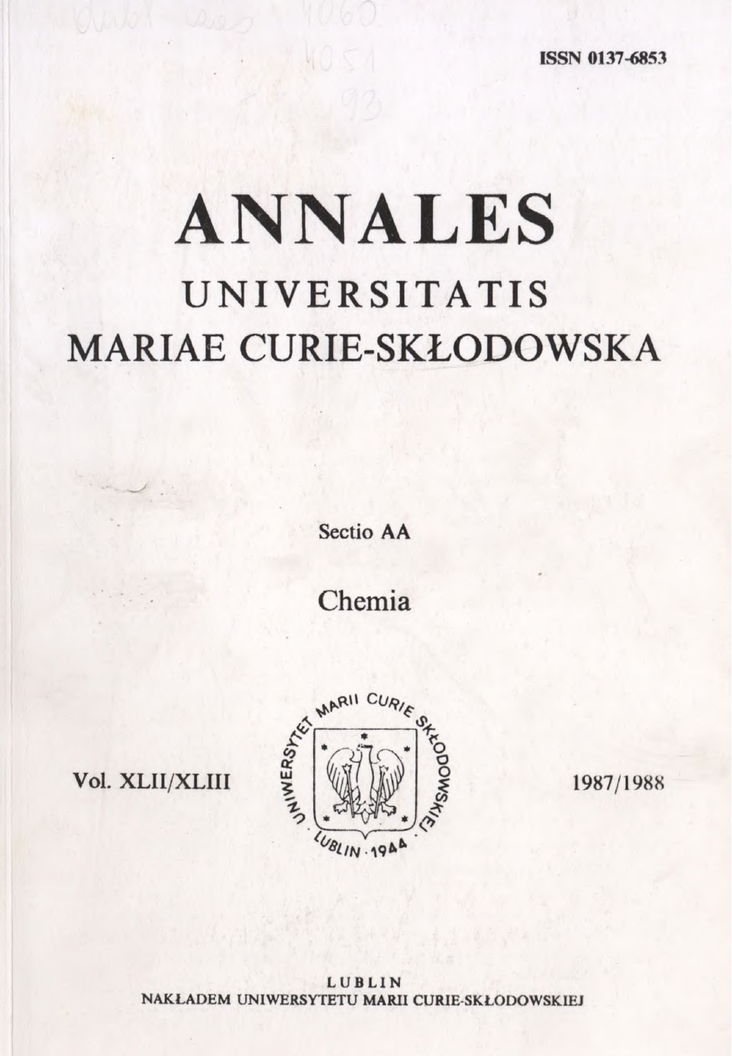ISSN 0137-6853

# ANNALES

## UNIVERSITATIS
## MARIAE CURIE-SKŁODOWSKA

Sectio AA

Chemia

Vol. XLII/XLIII

1987/1988

LUBLIN
NAKŁADEM UNIWERSYTETU MARII CURIE-SKŁODOWSKIEJ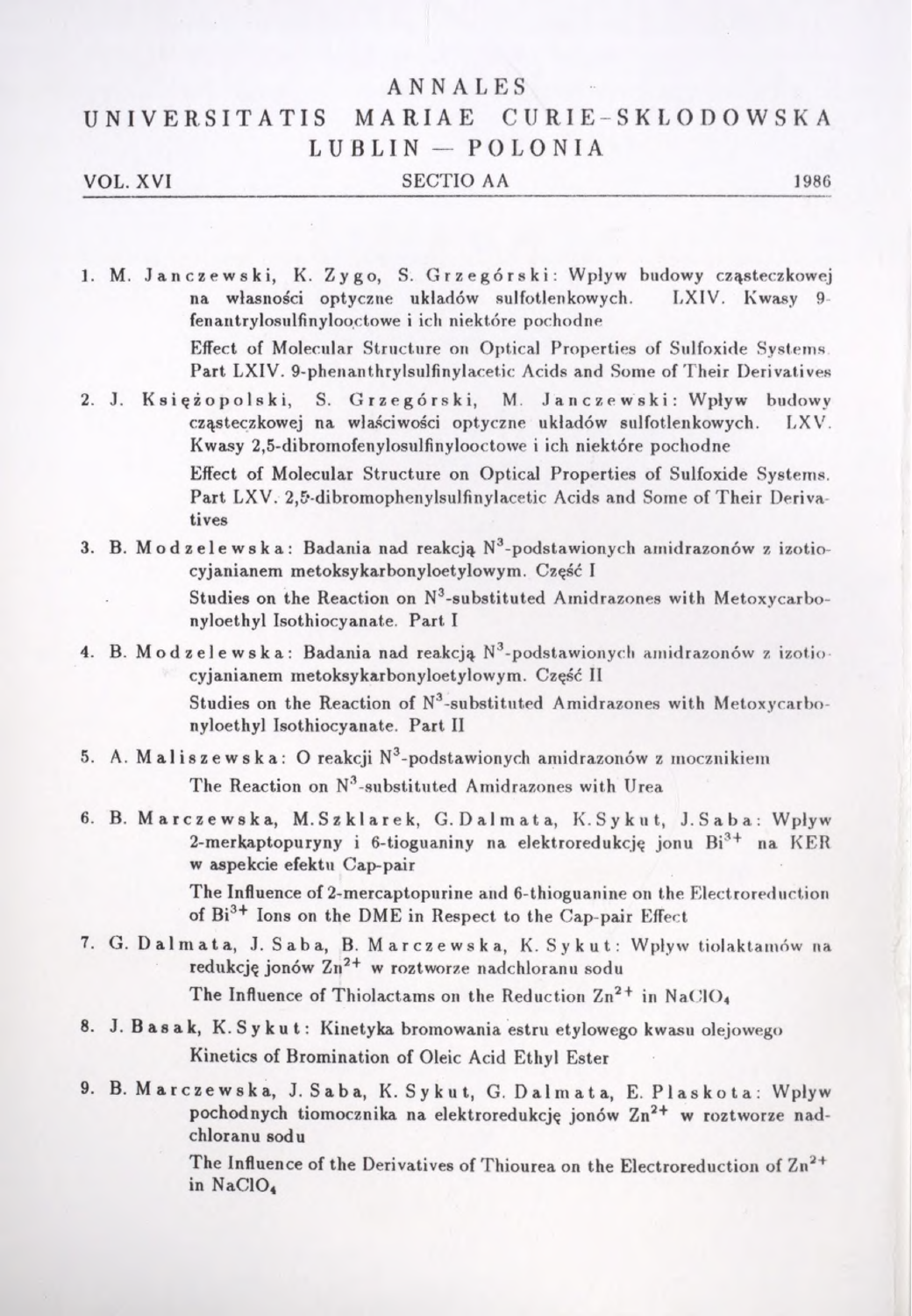# ANNALES

# UNIVERSITATIS MARIAE CURIE-SKŁODOWSKA

# LUBLIN — POLONIA

VOL. XVI SECTIO AA 1986

1. M. Janczewski, K. Zygo, S. Grzegórski: Wpływ budowy cząsteczkowej na własności optyczne układów sulfotlenkowych. LXIV. Kwasy 9-fenantrylosulfinylooctowe i ich niektóre pochodne

   Effect of Molecular Structure on Optical Properties of Sulfoxide Systems. Part LXIV. 9-phenanthrylsulfinylacetic Acids and Some of Their Derivatives

2. J. Księżopolski, S. Grzegórski, M. Janczewski: Wpływ budowy cząsteczkowej na właściwości optyczne układów sulfotlenkowych. LXV. Kwasy 2,5-dibromofenylosulfinylooctowe i ich niektóre pochodne

   Effect of Molecular Structure on Optical Properties of Sulfoxide Systems. Part LXV. 2,5-dibromophenylsulfinylacetic Acids and Some of Their Derivatives

3. B. Modzelewska: Badania nad reakcją $N^3$-podstawionych amidrazonów z izotiocyjanianem metoksykarbonyloetylowym. Część I

   Studies on the Reaction on $N^3$-substituted Amidrazones with Metoxycarbonyloethyl Isothiocyanate. Part I

4. B. Modzelewska: Badania nad reakcją $N^3$-podstawionych amidrazonów z izotiocyjanianem metoksykarbonyloetylowym. Część II

   Studies on the Reaction of $N^3$-substituted Amidrazones with Metoxycarbonyloethyl Isothiocyanate. Part II

5. A. Maliszewska: O reakcji $N^3$-podstawionych amidrazonów z mocznikiem

   The Reaction on $N^3$-substituted Amidrazones with Urea

6. B. Marczewska, M. Szklarek, G. Dalmata, K. Sykut, J. Saba: Wpływ 2-merkaptopuryny i 6-tioguaniny na elektroredukcję jonu $Bi^{3+}$ na KER w aspekcie efektu Cap-pair

   The Influence of 2-mercaptopurine and 6-thioguanine on the Electroreduction of $Bi^{3+}$ Ions on the DME in Respect to the Cap-pair Effect

7. G. Dalmata, J. Saba, B. Marczewska, K. Sykut: Wpływ tiolaktamów na redukcję jonów $Zn^{2+}$ w roztworze nadchloranu sodu

   The Influence of Thiolactams on the Reduction $Zn^{2+}$ in $NaClO_4$

8. J. Basak, K. Sykut: Kinetyka bromowania estru etylowego kwasu olejowego

   Kinetics of Bromination of Oleic Acid Ethyl Ester

9. B. Marczewska, J. Saba, K. Sykut, G. Dalmata, E. Plaskota: Wpływ pochodnych tiomocznika na elektroredukcję jonów $Zn^{2+}$ w roztworze nadchloranu sodu

   The Influence of the Derivatives of Thiourea on the Electroreduction of $Zn^{2+}$ in $NaClO_4$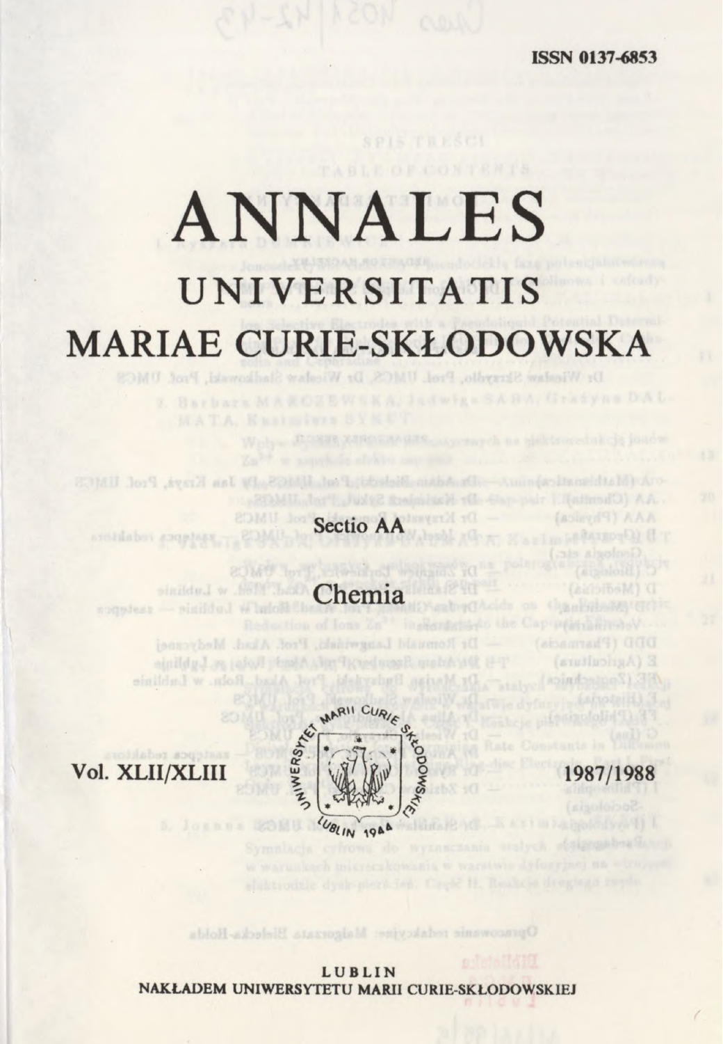ISSN 0137-6853

# ANNALES

## UNIVERSITATIS

## MARIAE CURIE-SKŁODOWSKA

Sectio AA

Chemia

Vol. XLII/XLIII

1987/1988

LUBLIN

NAKŁADEM UNIWERSYTETU MARII CURIE-SKŁODOWSKIEJ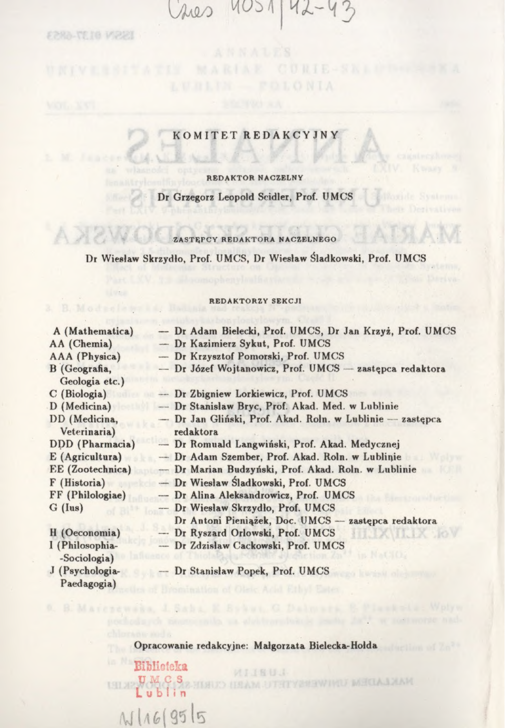Czas 4051/42-43

ISSN 0137-6853

# KOMITET REDAKCYJNY

**REDAKTOR NACZELNY**

**Dr Grzegorz Leopold Seidler, Prof. UMCS**

**ZASTĘPCY REDAKTORA NACZELNEGO**

**Dr Wiesław Skrzydło, Prof. UMCS, Dr Wiesław Śladkowski, Prof. UMCS**

**REDAKTORZY SEKCJI**

| | |
|---|---|
| A (Mathematica) | — Dr Adam Bielecki, Prof. UMCS, Dr Jan Krzyż, Prof. UMCS |
| AA (Chemia) | — Dr Kazimierz Sykut, Prof. UMCS |
| AAA (Physica) | — Dr Krzysztof Pomorski, Prof. UMCS |
| B (Geografia, Geologia etc.) | — Dr Józef Wojtanowicz, Prof. UMCS — zastępca redaktora |
| C (Biologia) | — Dr Zbigniew Lorkiewicz, Prof. UMCS |
| D (Medicina) | — Dr Stanisław Bryc, Prof. Akad. Med. w Lublinie |
| DD (Medicina, Veterinaria) | — Dr Jan Gliński, Prof. Akad. Roln. w Lublinie — zastępca redaktora |
| DDD (Pharmacia) | — Dr Romuald Langwiński, Prof. Akad. Medycznej |
| E (Agricultura) | — Dr Adam Szember, Prof. Akad. Roln. w Lublinie |
| EE (Zootechnica) | — Dr Marian Budzyński, Prof. Akad. Roln. w Lublinie |
| F (Historia) | — Dr Wiesław Śladkowski, Prof. UMCS |
| FF (Philologiae) | — Dr Alina Aleksandrowicz, Prof. UMCS |
| G (Ius) | — Dr Wiesław Skrzydło, Prof. UMCS<br>Dr Antoni Pieniążek, Doc. UMCS — zastępca redaktora |
| H (Oeconomia) | — Dr Ryszard Orłowski, Prof. UMCS |
| I (Philosophia-Sociologia) | — Dr Zdzisław Cackowski, Prof. UMCS |
| J (Psychologia-Paedagogia) | — Dr Stanisław Popek, Prof. UMCS |

Opracowanie redakcyjne: Małgorzata Bielecka-Hołda

Biblioteka UMCS Lublin

W 16/95/5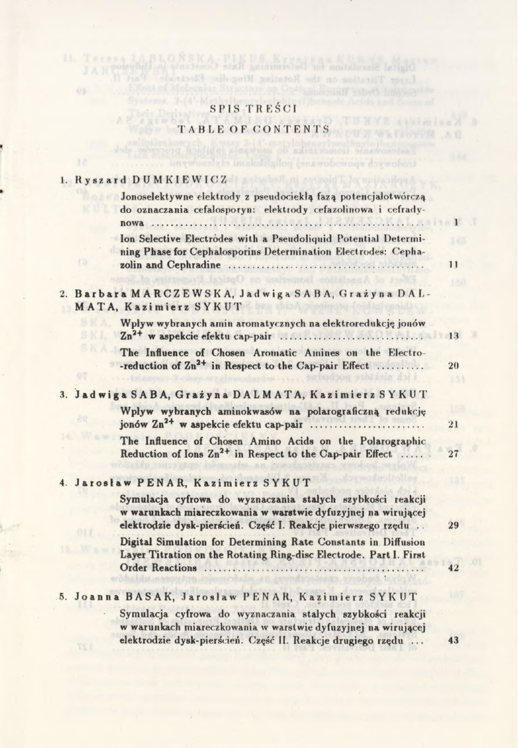# SPIS TREŚCI

## TABLE OF CONTENTS

1. Ryszard DUMKIEWICZ

   Jonoselektywne elektrody z pseudociekłą fazą potencjałotwórczą do oznaczania cefalosporyn: elektrody cefazolinowa i cefradynowa ........ 1

   **Ion Selective Electrodes with a Pseudoliquid Potential Determining Phase for Cephalosporins Determination Electrodes: Cephazolin and Cephradine** ........ 11

2. Barbara MARCZEWSKA, Jadwiga SABA, Grażyna DALMATA, Kazimierz SYKUT

   Wpływ wybranych amin aromatycznych na elektroredukcję jonów $Zn^{2+}$ w aspekcie efektu cap-pair ........ 13

   **The Influence of Chosen Aromatic Amines on the Electro-reduction of $Zn^{2+}$ in Respect to the Cap-pair Effect** ........ 20

3. Jadwiga SABA, Grażyna DALMATA, Kazimierz SYKUT

   Wpływ wybranych aminokwasów na polarograficzną redukcję jonów $Zn^{2+}$ w aspekcie efektu cap-pair ........ 21

   **The Influence of Chosen Amino Acids on the Polarographic Reduction of Ions $Zn^{2+}$ in Respect to the Cap-pair Effect** ........ 27

4. Jarosław PENAR, Kazimierz SYKUT

   Symulacja cyfrowa do wyznaczania stałych szybkości reakcji w warunkach miareczkowania w warstwie dyfuzyjnej na wirującej elektrodzie dysk-pierścień. Część I. Reakcje pierwszego rzędu ........ 29

   **Digital Simulation for Determining Rate Constants in Diffusion Layer Titration on the Rotating Ring-disc Electrode. Part I. First Order Reactions** ........ 42

5. Joanna BASAK, Jarosław PENAR, Kazimierz SYKUT

   Symulacja cyfrowa do wyznaczania stałych szybkości reakcji w warunkach miareczkowania w warstwie dyfuzyjnej na wirującej elektrodzie dysk-pierścień. Część II. Reakcje drugiego rzędu ........ 43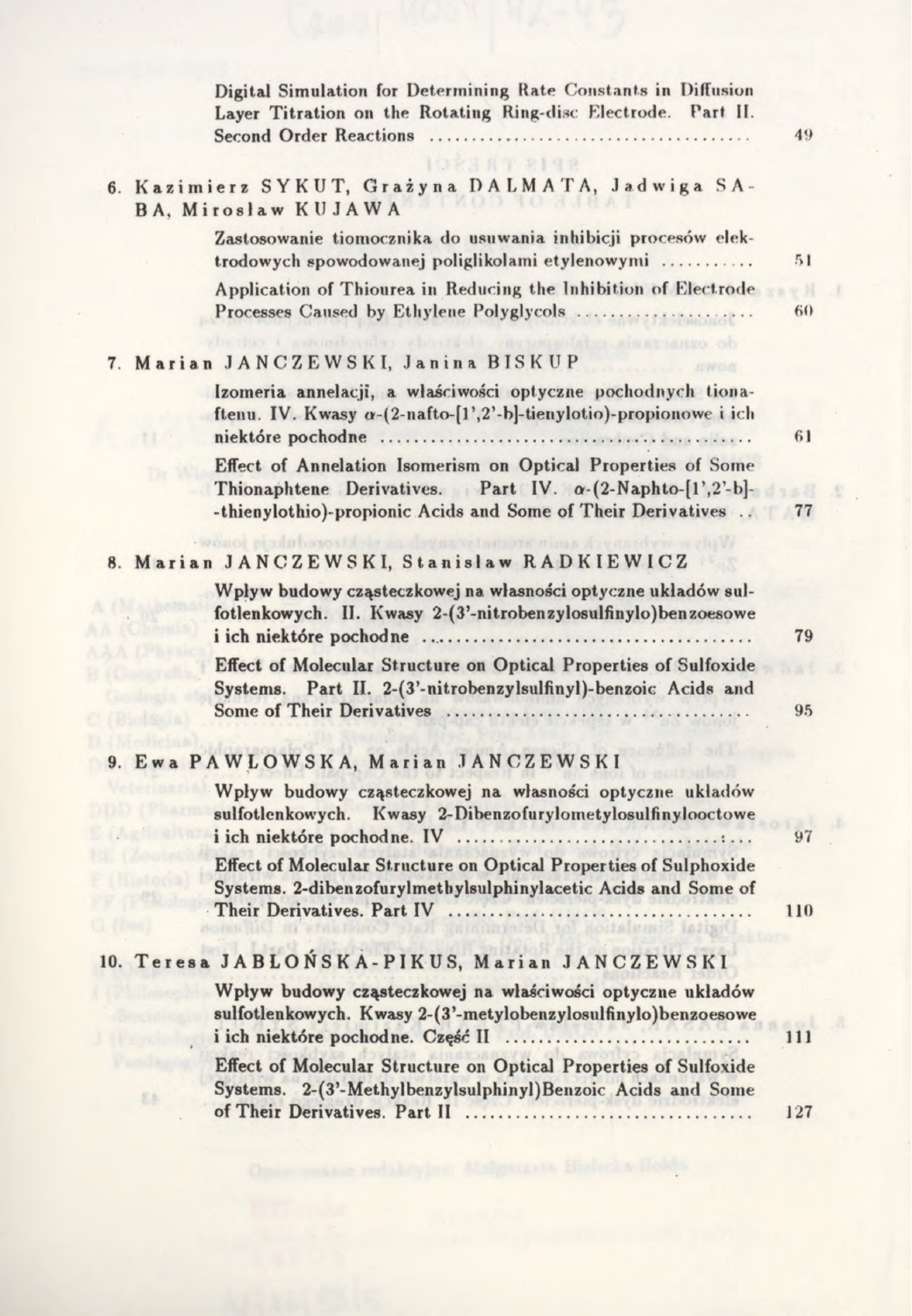Digital Simulation for Determining Rate Constants in Diffusion Layer Titration on the Rotating Ring-disc Electrode. Part II. Second Order Reactions ........................................................ 49

6. Kazimierz SYKUT, Grażyna DALMATA, Jadwiga SABA, Mirosław KUJAWA

Zastosowanie tiomocznika do usuwania inhibicji procesów elektrodowych spowodowanej poliglikolami etylenowymi ........... 51

Application of Thiourea in Reducing the Inhibition of Electrode Processes Caused by Ethylene Polyglycols ...................... 60

7. Marian JANCZEWSKI, Janina BISKUP

Izomeria annelacji, a właściwości optyczne pochodnych tionaftenu. IV. Kwasy $\alpha$-(2-nafto-[1',2'-b]-tienylotio)-propionowe i ich niektóre pochodne ........................................................ 61

Effect of Annelation Isomerism on Optical Properties of Some Thionaphtene Derivatives. Part IV. $\alpha$-(2-Naphto-[1',2'-b]-thienylothio)-propionic Acids and Some of Their Derivatives .. 77

8. Marian JANCZEWSKI, Stanisław RADKIEWICZ

Wpływ budowy cząsteczkowej na własności optyczne układów sulfotlenkowych. II. Kwasy 2-(3'-nitrobenzylosulfinylo)benzoesowe i ich niektóre pochodne ........................................................ 79

Effect of Molecular Structure on Optical Properties of Sulfoxide Systems. Part II. 2-(3'-nitrobenzylsulfinyl)-benzoic Acids and Some of Their Derivatives ........................................ 95

9. Ewa PAWŁOWSKA, Marian JANCZEWSKI

Wpływ budowy cząsteczkowej na własności optyczne układów sulfotlenkowych. Kwasy 2-Dibenzofurylometylosulfinylooctowe i ich niektóre pochodne. IV ........................................ 97

Effect of Molecular Structure on Optical Properties of Sulphoxide Systems. 2-dibenzofurylmethylsulphinylacetic Acids and Some of Their Derivatives. Part IV ........................................ 110

10. Teresa JABŁOŃSKA-PIKUS, Marian JANCZEWSKI

Wpływ budowy cząsteczkowej na właściwości optyczne układów sulfotlenkowych. Kwasy 2-(3'-metylobenzylosulfinylo)benzoesowe i ich niektóre pochodne. Część II ........................................ 111

Effect of Molecular Structure on Optical Properties of Sulfoxide Systems. 2-(3'-Methylbenzylsulphinyl)Benzoic Acids and Some of Their Derivatives. Part II ........................................ 127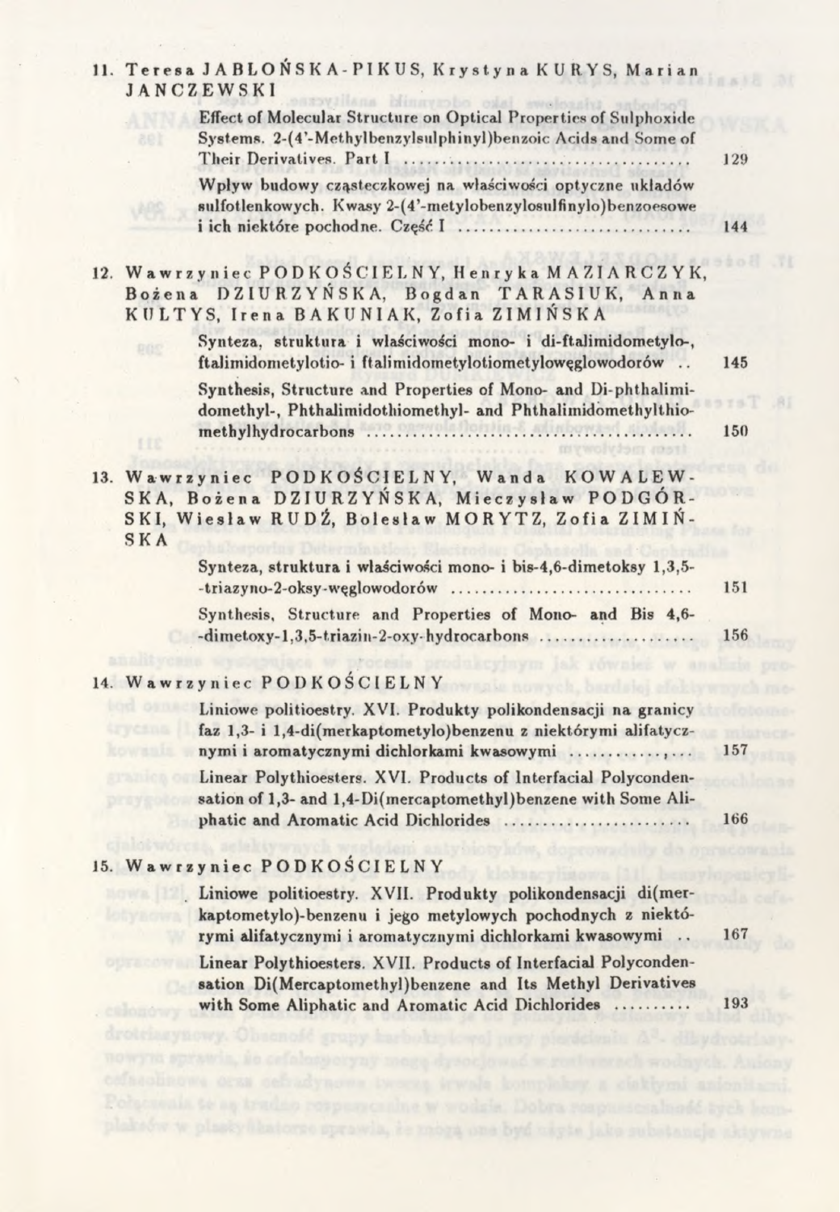11. Teresa JABŁOŃSKA-PIKUS, Krystyna KURYS, Marian JANCZEWSKI

Effect of Molecular Structure on Optical Properties of Sulphoxide Systems. 2-(4'-Methylbenzylsulphinyl)benzoic Acids and Some of Their Derivatives. Part I ........................................ 129

Wpływ budowy cząsteczkowej na właściwości optyczne układów sulfotlenkowych. Kwasy 2-(4'-metylobenzylosulfinylo)benzoesowe i ich niektóre pochodne. Część I ........................................ 144

12. Wawrzyniec PODKOŚCIELNY, Henryka MAZIARCZYK, Bożena DZIURZYŃSKA, Bogdan TARASIUK, Anna KUŁTYS, Irena BAKUNIAK, Zofia ZIMIŃSKA

Synteza, struktura i właściwości mono- i di-ftalimidometylo-, ftalimidometylotio- i ftalimidometylotiometylowęglowodorów .. 145

Synthesis, Structure and Properties of Mono- and Di-phthalimidomethyl-, Phthalimidothiomethyl- and Phthalimidomethylthiomethylhydrocarbons ........................................ 150

13. Wawrzyniec PODKOŚCIELNY, Wanda KOWALEWSKA, Bożena DZIURZYŃSKA, Mieczysław PODGÓRSKI, Wiesław RUDŹ, Bolesław MORYTZ, Zofia ZIMIŃSKA

Synteza, struktura i właściwości mono- i bis-4,6-dimetoksy 1,3,5--triazyno-2-oksy-węglowodorów ........................................ 151

Synthesis, Structure and Properties of Mono- and Bis 4,6--dimetoxy-1,3,5-triazin-2-oxy-hydrocarbons ........................................ 156

14. Wawrzyniec PODKOŚCIELNY

Liniowe politioestry. XVI. Produkty polikondensacji na granicy faz 1,3- i 1,4-di(merkaptometylo)benzenu z niektórymi alifatycznymi i aromatycznymi dichlorkami kwasowymi ........................................ 157

Linear Polythioesters. XVI. Products of Interfacial Polycondensation of 1,3- and 1,4-Di(mercaptomethyl)benzene with Some Aliphatic and Aromatic Acid Dichlorides ........................................ 166

15. Wawrzyniec PODKOŚCIELNY

Liniowe politioestry. XVII. Produkty polikondensacji di(merkaptometylo)-benzenu i jego metylowych pochodnych z niektórymi alifatycznymi i aromatycznymi dichlorkami kwasowymi .. 167

Linear Polythioesters. XVII. Products of Interfacial Polycondensation Di(Mercaptomethyl)benzene and Its Methyl Derivatives with Some Aliphatic and Aromatic Acid Dichlorides .......... 193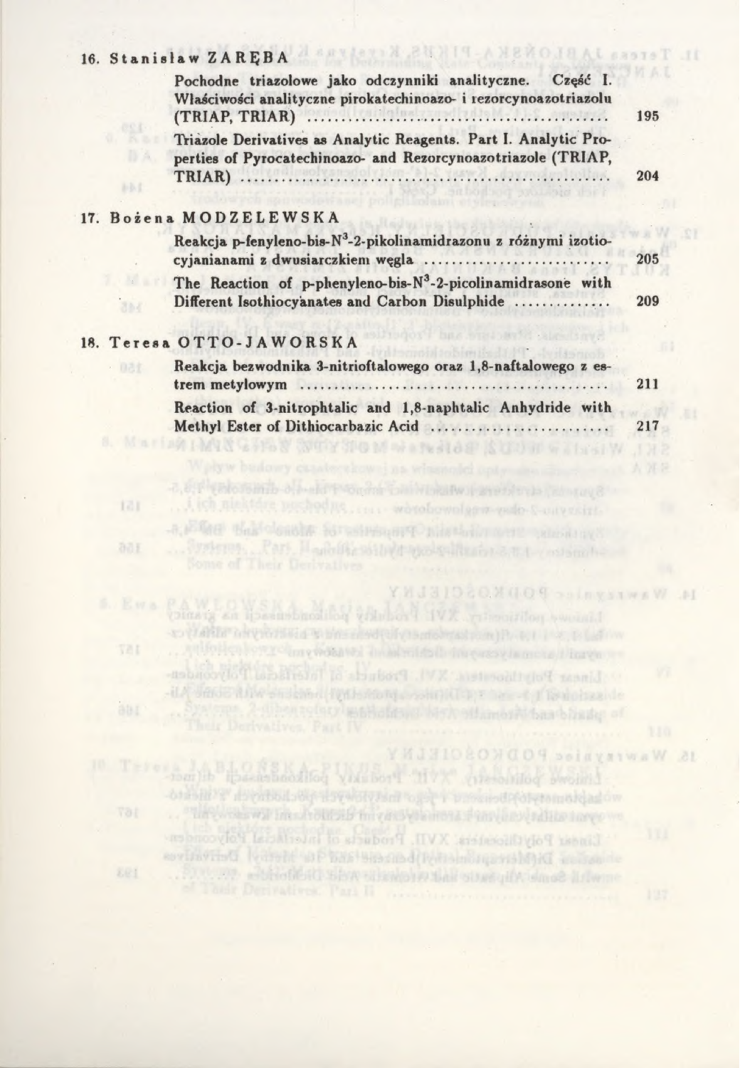16. Stanisław ZARĘBA

Pochodne triazolowe jako odczynniki analityczne. Część I. Właściwości analityczne pirokatechinoazo- i rezorcynoazotriazolu (TRIAP, TRIAR) ........................................ 195

Triazole Derivatives as Analytic Reagents. Part I. Analytic Properties of Pyrocatechinoazo- and Rezorcynoazotriazole (TRIAP, TRIAR) ........................................ 204

17. Bożena MODZELEWSKA

Reakcja p-fenyleno-bis-$N^3$-2-pikolinamidrazonu z różnymi izotiocyjanianami z dwusiarczkiem węgla ........................................ 205

The Reaction of p-phenyleno-bis-$N^3$-2-picolinamidrasone with Different Isothiocyanates and Carbon Disulphide ........................................ 209

18. Teresa OTTO-JAWORSKA

Reakcja bezwodnika 3-nitrioftalowego oraz 1,8-naftalowego z estrem metylowym ........................................ 211

Reaction of 3-nitrophtalic and 1,8-naphtalic Anhydride with Methyl Ester of Dithiocarbazic Acid ........................................ 217